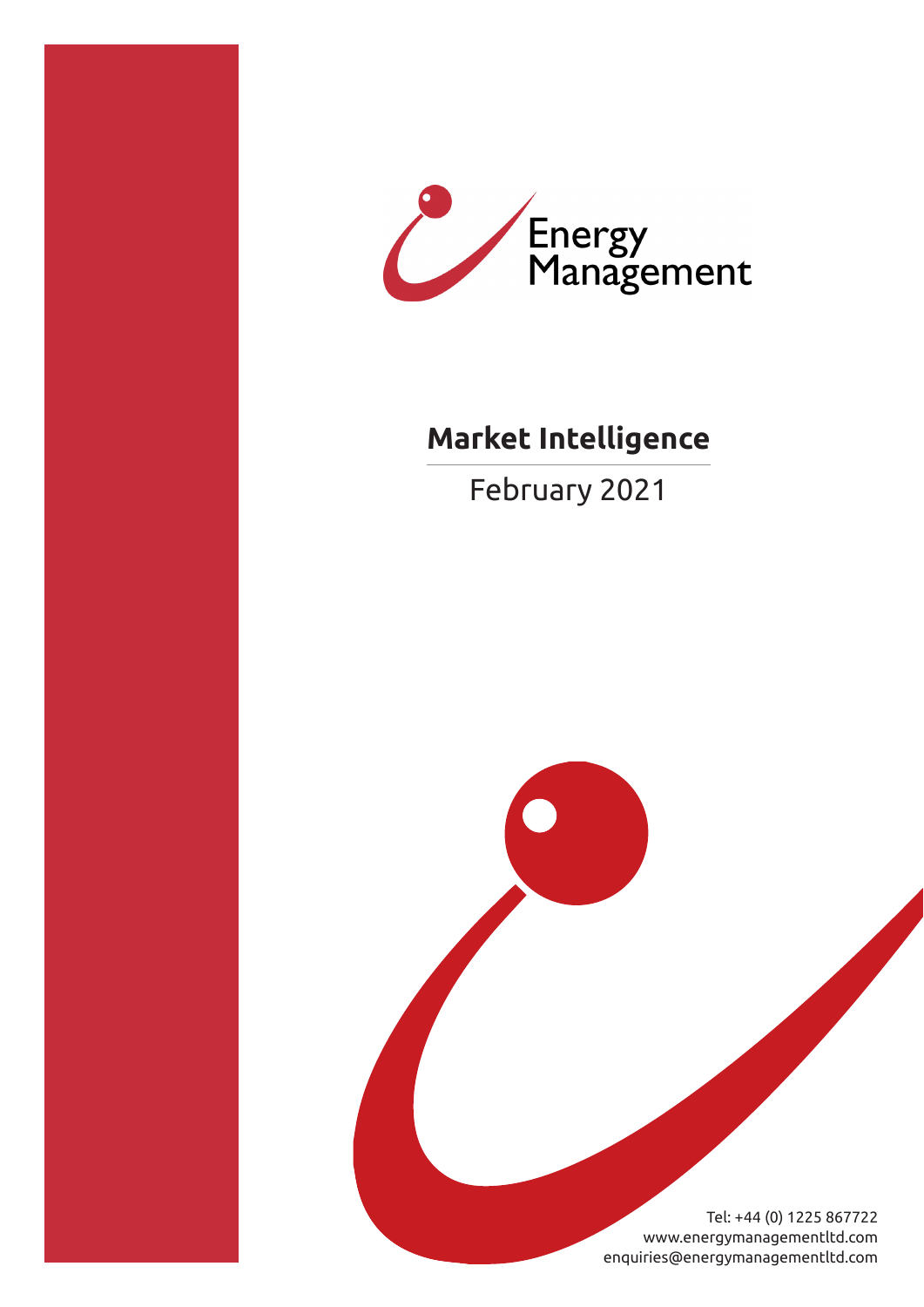Energy Management

# Market Intelligence

February 2021

Tel: +44 (0) 1225 867722
www.energymanagementltd.com
enquiries@energymanagementltd.com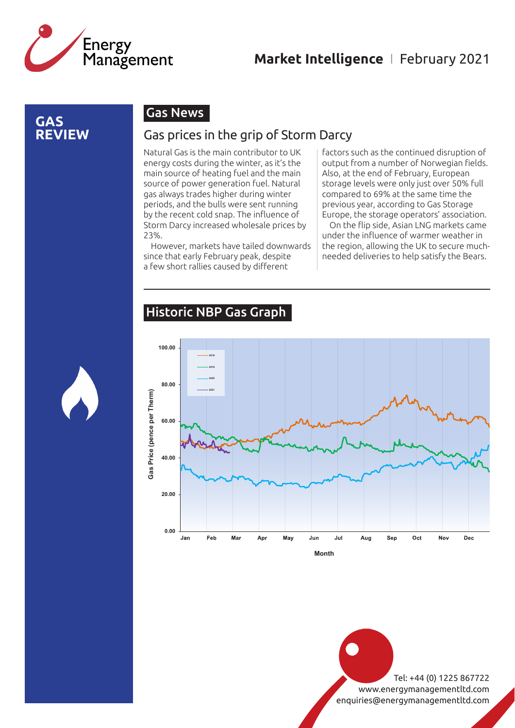Market Intelligence | February 2021

# GAS REVIEW

## Gas News

### Gas prices in the grip of Storm Darcy

Natural Gas is the main contributor to UK energy costs during the winter, as it's the main source of heating fuel and the main source of power generation fuel. Natural gas always trades higher during winter periods, and the bulls were sent running by the recent cold snap. The influence of Storm Darcy increased wholesale prices by 23%.

However, markets have tailed downwards since that early February peak, despite a few short rallies caused by different factors such as the continued disruption of output from a number of Norwegian fields. Also, at the end of February, European storage levels were only just over 50% full compared to 69% at the same time the previous year, according to Gas Storage Europe, the storage operators' association.

On the flip side, Asian LNG markets came under the influence of warmer weather in the region, allowing the UK to secure much-needed deliveries to help satisfy the Bears.

## Historic NBP Gas Graph

Gas Price (pence per Therm): 0.00, 20.00, 40.00, 60.00, 80.00, 100.00

Month: Jan, Feb, Mar, Apr, May, Jun, Jul, Aug, Sep, Oct, Nov, Dec

Legend: 2018, 2019, 2020, 2021

Tel: +44 (0) 1225 867722
www.energymanagementltd.com
enquiries@energymanagementltd.com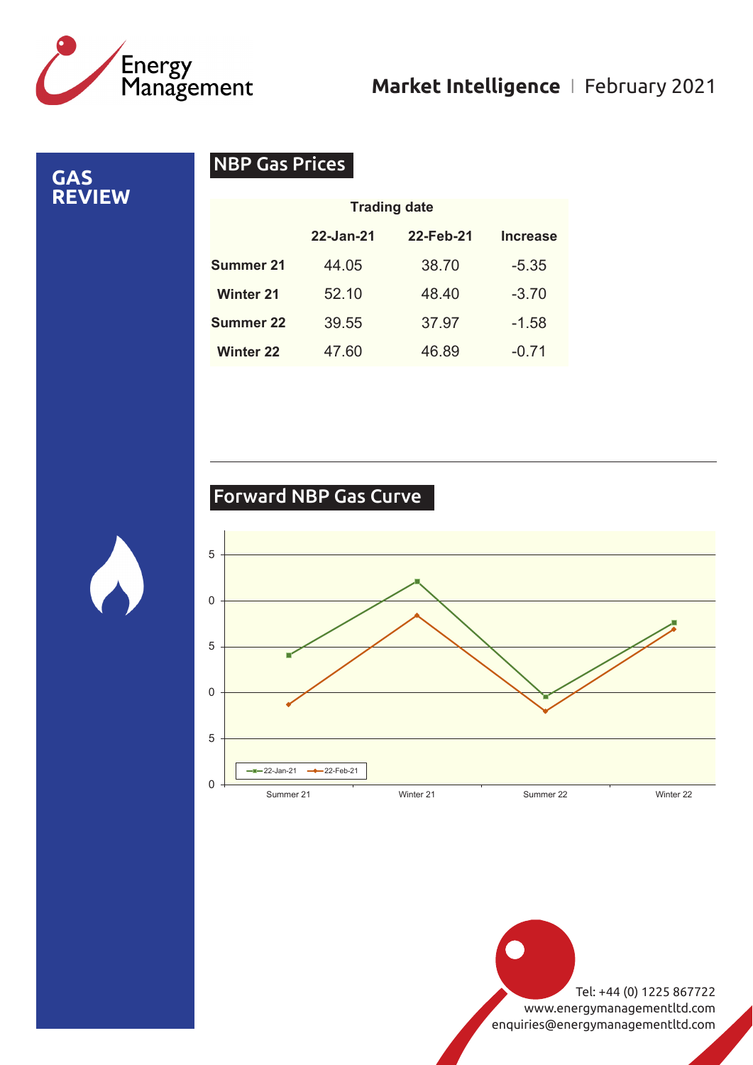# GAS REVIEW

## NBP Gas Prices

| | Trading date | | |
|---|---|---|---|
| | 22-Jan-21 | 22-Feb-21 | Increase |
| Summer 21 | 44.05 | 38.70 | -5.35 |
| Winter 21 | 52.10 | 48.40 | -3.70 |
| Summer 22 | 39.55 | 37.97 | -1.58 |
| Winter 22 | 47.60 | 46.89 | -0.71 |

## Forward NBP Gas Curve

5
0
5
0
5
0

22-Jan-21 22-Feb-21

Summer 21 Winter 21 Summer 22 Winter 22

Tel: +44 (0) 1225 867722
www.energymanagementltd.com
enquiries@energymanagementltd.com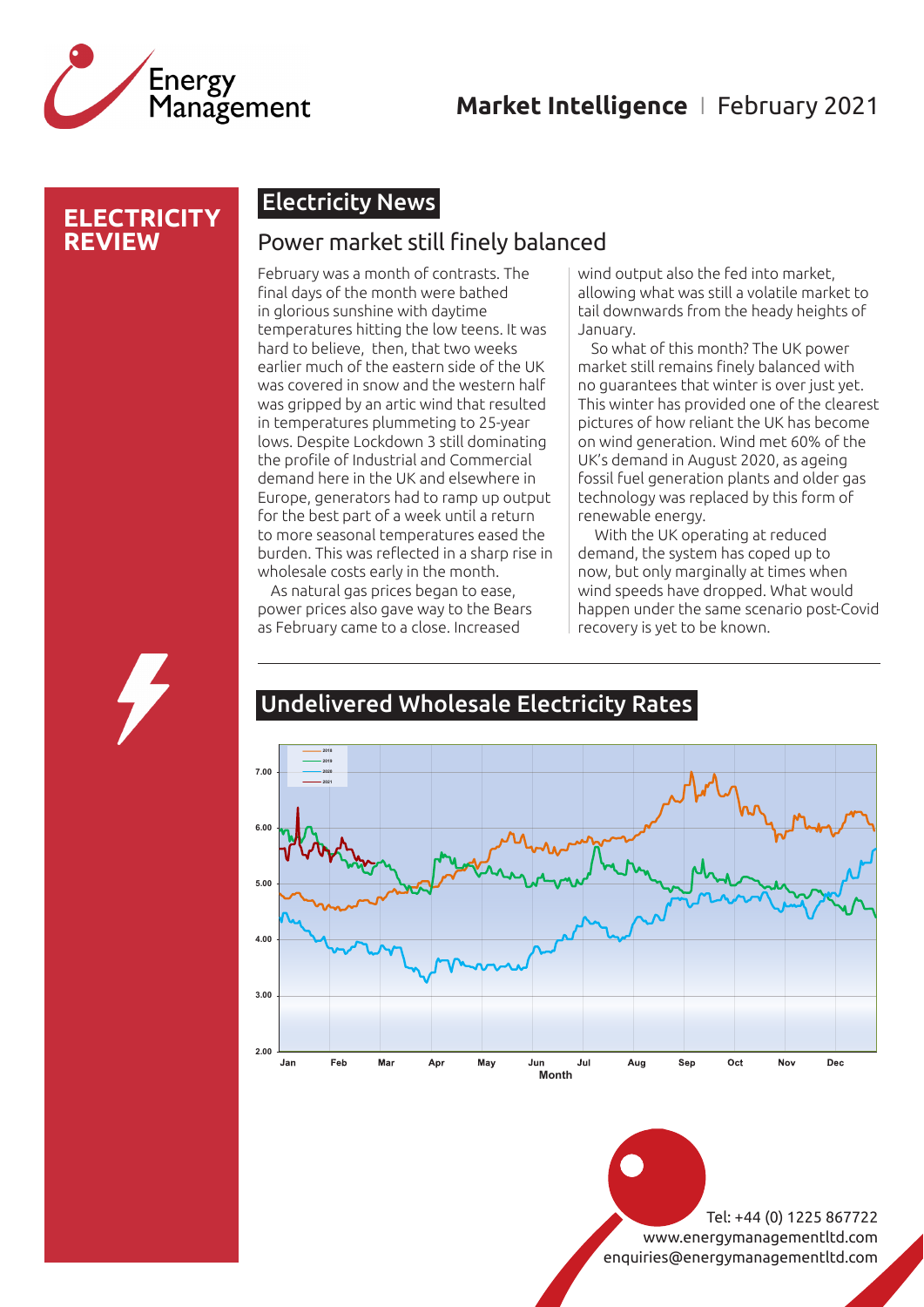# ELECTRICITY REVIEW

## Electricity News

### Power market still finely balanced

February was a month of contrasts. The final days of the month were bathed in glorious sunshine with daytime temperatures hitting the low teens. It was hard to believe, then, that two weeks earlier much of the eastern side of the UK was covered in snow and the western half was gripped by an artic wind that resulted in temperatures plummeting to 25-year lows. Despite Lockdown 3 still dominating the profile of Industrial and Commercial demand here in the UK and elsewhere in Europe, generators had to ramp up output for the best part of a week until a return to more seasonal temperatures eased the burden. This was reflected in a sharp rise in wholesale costs early in the month.

As natural gas prices began to ease, power prices also gave way to the Bears as February came to a close. Increased wind output also the fed into market, allowing what was still a volatile market to tail downwards from the heady heights of January.

So what of this month? The UK power market still remains finely balanced with no guarantees that winter is over just yet. This winter has provided one of the clearest pictures of how reliant the UK has become on wind generation. Wind met 60% of the UK's demand in August 2020, as ageing fossil fuel generation plants and older gas technology was replaced by this form of renewable energy.

With the UK operating at reduced demand, the system has coped up to now, but only marginally at times when wind speeds have dropped. What would happen under the same scenario post-Covid recovery is yet to be known.

## Undelivered Wholesale Electricity Rates

Legend: 2018, 2019, 2020, 2021

Y-axis: 2.00, 3.00, 4.00, 5.00, 6.00, 7.00

X-axis (Month): Jan, Feb, Mar, Apr, May, Jun, Jul, Aug, Sep, Oct, Nov, Dec

Tel: +44 (0) 1225 867722
www.energymanagementltd.com
enquiries@energymanagementltd.com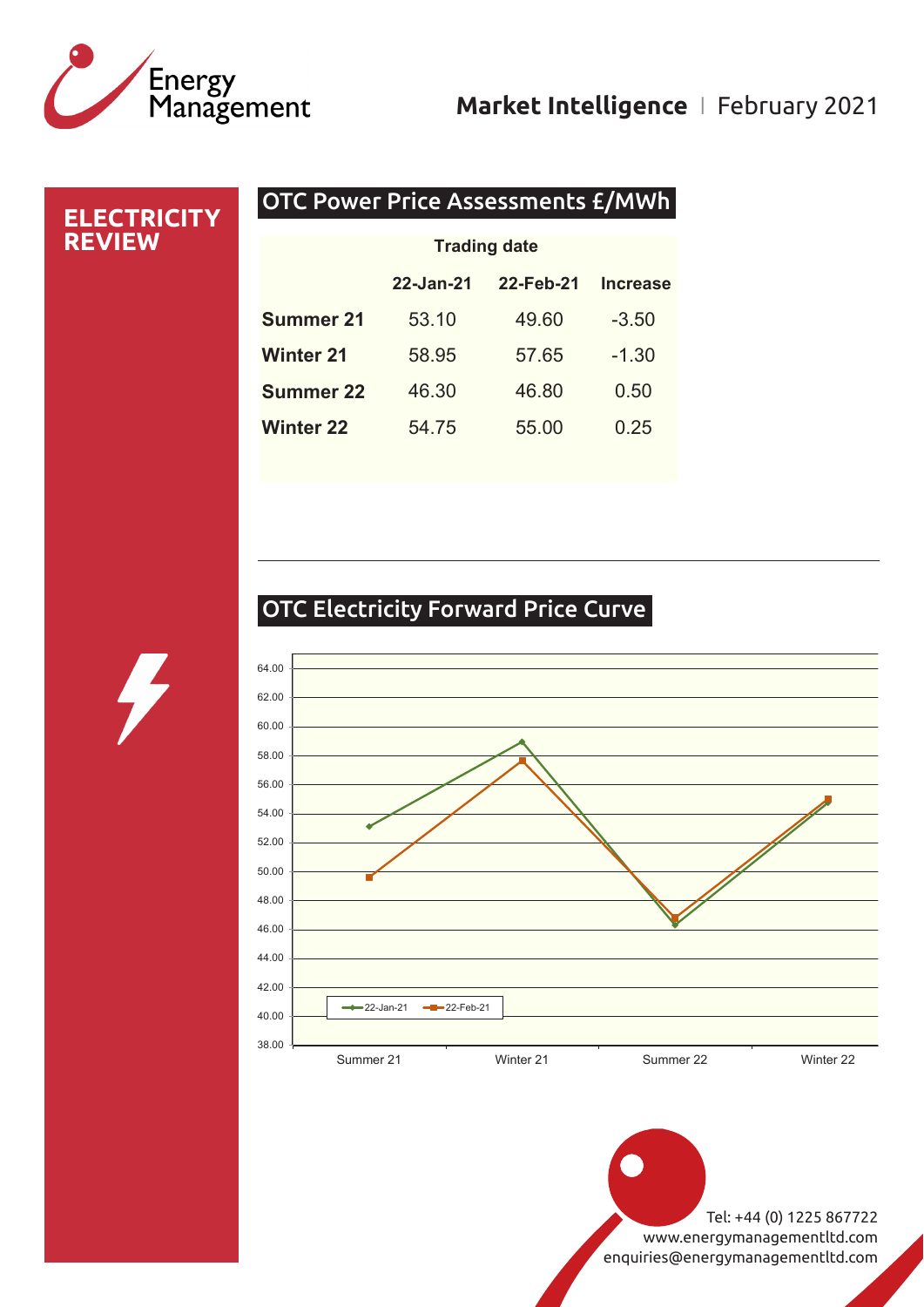# ELECTRICITY REVIEW

## OTC Power Price Assessments £/MWh

| | Trading date | | |
|---|---|---|---|
| | 22-Jan-21 | 22-Feb-21 | Increase |
| **Summer 21** | 53.10 | 49.60 | -3.50 |
| **Winter 21** | 58.95 | 57.65 | -1.30 |
| **Summer 22** | 46.30 | 46.80 | 0.50 |
| **Winter 22** | 54.75 | 55.00 | 0.25 |

## OTC Electricity Forward Price Curve

Tel: +44 (0) 1225 867722
www.energymanagementltd.com
enquiries@energymanagementltd.com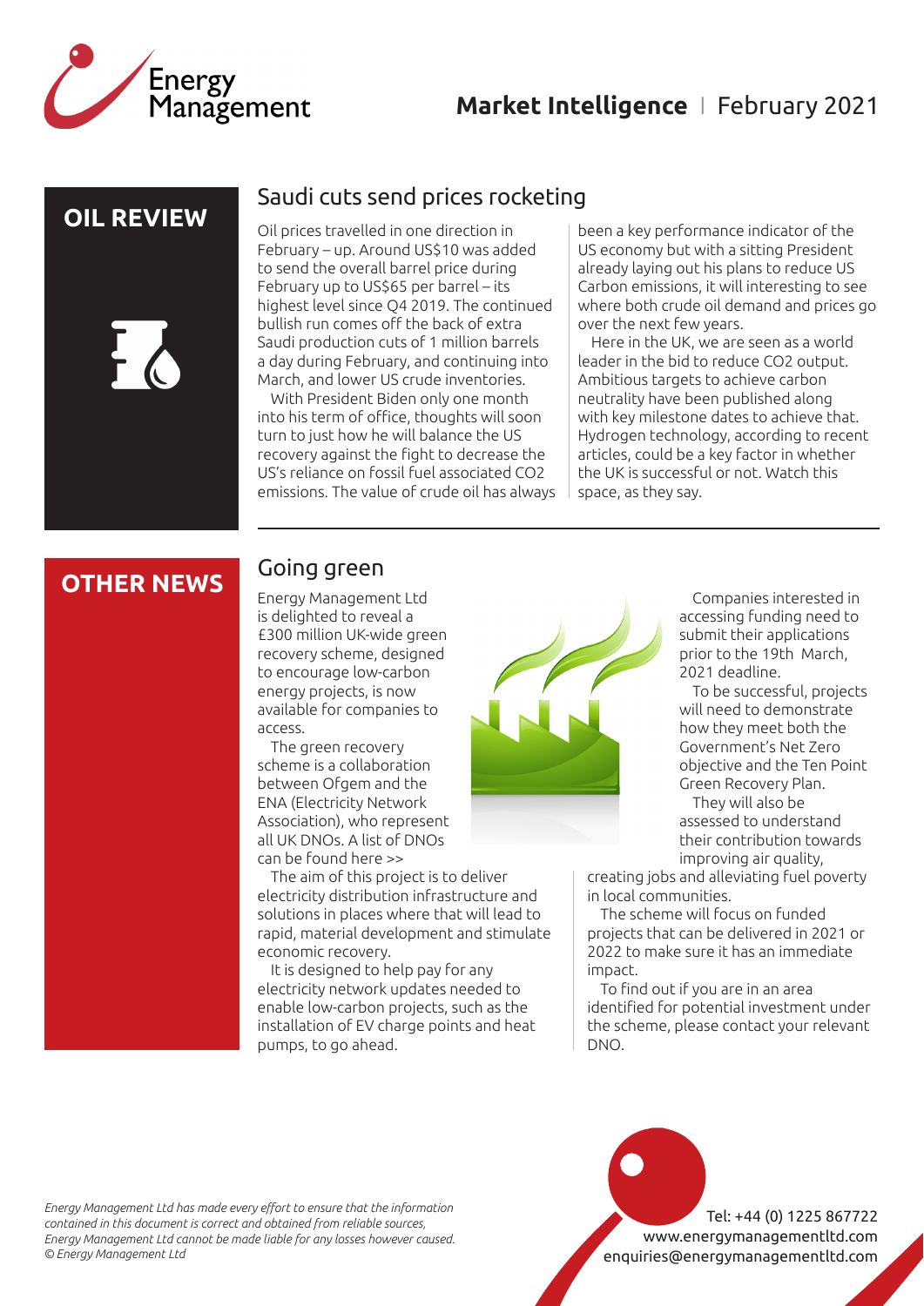# Market Intelligence | February 2021

## OIL REVIEW

### Saudi cuts send prices rocketing

Oil prices travelled in one direction in February – up. Around US$10 was added to send the overall barrel price during February up to US$65 per barrel – its highest level since Q4 2019. The continued bullish run comes off the back of extra Saudi production cuts of 1 million barrels a day during February, and continuing into March, and lower US crude inventories.

With President Biden only one month into his term of office, thoughts will soon turn to just how he will balance the US recovery against the fight to decrease the US's reliance on fossil fuel associated CO2 emissions. The value of crude oil has always been a key performance indicator of the US economy but with a sitting President already laying out his plans to reduce US Carbon emissions, it will interesting to see where both crude oil demand and prices go over the next few years.

Here in the UK, we are seen as a world leader in the bid to reduce CO2 output. Ambitious targets to achieve carbon neutrality have been published along with key milestone dates to achieve that. Hydrogen technology, according to recent articles, could be a key factor in whether the UK is successful or not. Watch this space, as they say.

## OTHER NEWS

### Going green

Energy Management Ltd is delighted to reveal a £300 million UK-wide green recovery scheme, designed to encourage low-carbon energy projects, is now available for companies to access.

The green recovery scheme is a collaboration between Ofgem and the ENA (Electricity Network Association), who represent all UK DNOs. A list of DNOs can be found here >>

The aim of this project is to deliver electricity distribution infrastructure and solutions in places where that will lead to rapid, material development and stimulate economic recovery.

It is designed to help pay for any electricity network updates needed to enable low-carbon projects, such as the installation of EV charge points and heat pumps, to go ahead.

Companies interested in accessing funding need to submit their applications prior to the 19th March, 2021 deadline.

To be successful, projects will need to demonstrate how they meet both the Government's Net Zero objective and the Ten Point Green Recovery Plan.

They will also be assessed to understand their contribution towards improving air quality, creating jobs and alleviating fuel poverty in local communities.

The scheme will focus on funded projects that can be delivered in 2021 or 2022 to make sure it has an immediate impact.

To find out if you are in an area identified for potential investment under the scheme, please contact your relevant DNO.

*Energy Management Ltd has made every effort to ensure that the information contained in this document is correct and obtained from reliable sources, Energy Management Ltd cannot be made liable for any losses however caused. © Energy Management Ltd*

Tel: +44 (0) 1225 867722
www.energymanagementltd.com
enquiries@energymanagementltd.com